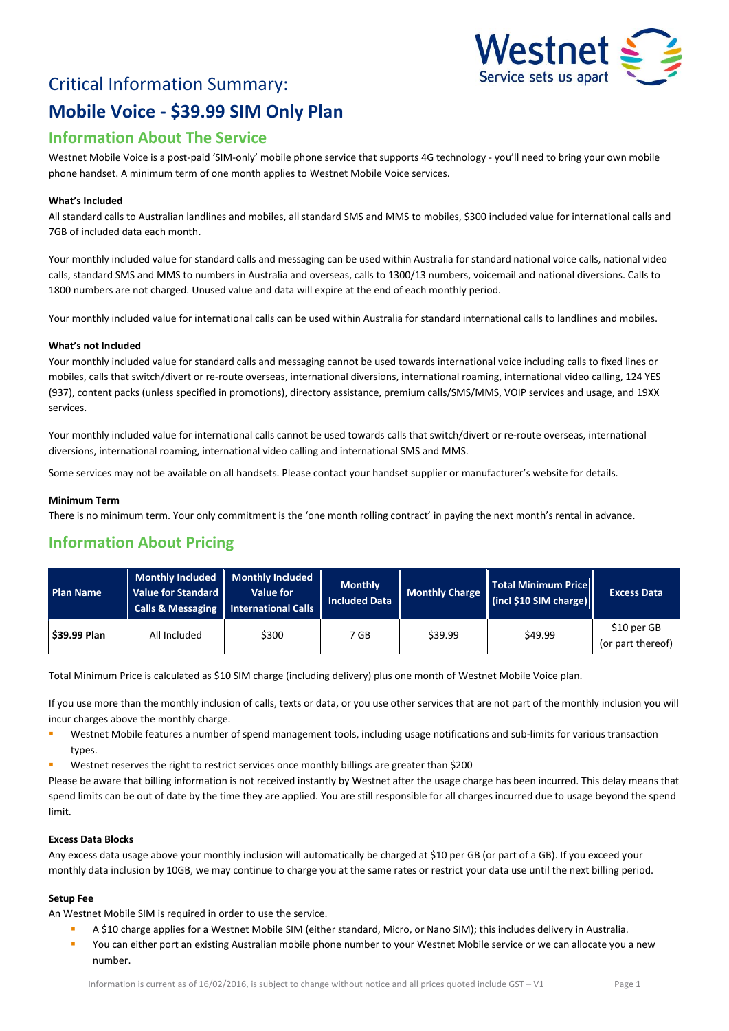# Critical Information Summary:

# Mobile Voice - $39.99 SIM Only Plan

## Information About The Service

Westnet Mobile Voice is a post-paid 'SIM-only' mobile phone service that supports 4G technology - you'll need to bring your own mobile phone handset. A minimum term of one month applies to Westnet Mobile Voice services.

**What's Included**

All standard calls to Australian landlines and mobiles, all standard SMS and MMS to mobiles, $300 included value for international calls and 7GB of included data each month.

Your monthly included value for standard calls and messaging can be used within Australia for standard national voice calls, national video calls, standard SMS and MMS to numbers in Australia and overseas, calls to 1300/13 numbers, voicemail and national diversions. Calls to 1800 numbers are not charged. Unused value and data will expire at the end of each monthly period.

Your monthly included value for international calls can be used within Australia for standard international calls to landlines and mobiles.

**What's not Included**

Your monthly included value for standard calls and messaging cannot be used towards international voice including calls to fixed lines or mobiles, calls that switch/divert or re-route overseas, international diversions, international roaming, international video calling, 124 YES (937), content packs (unless specified in promotions), directory assistance, premium calls/SMS/MMS, VOIP services and usage, and 19XX services.

Your monthly included value for international calls cannot be used towards calls that switch/divert or re-route overseas, international diversions, international roaming, international video calling and international SMS and MMS.

Some services may not be available on all handsets. Please contact your handset supplier or manufacturer's website for details.

**Minimum Term**

There is no minimum term. Your only commitment is the 'one month rolling contract' in paying the next month's rental in advance.

## Information About Pricing

| Plan Name | Monthly Included Value for Standard Calls & Messaging | Monthly Included Value for International Calls | Monthly Included Data | Monthly Charge | Total Minimum Price (incl $10 SIM charge) | Excess Data |
|---|---|---|---|---|---|---|
| **$39.99 Plan** | All Included | $300 | 7 GB | $39.99 | $49.99 | $10 per GB (or part thereof) |

Total Minimum Price is calculated as $10 SIM charge (including delivery) plus one month of Westnet Mobile Voice plan.

If you use more than the monthly inclusion of calls, texts or data, or you use other services that are not part of the monthly inclusion you will incur charges above the monthly charge.

- Westnet Mobile features a number of spend management tools, including usage notifications and sub-limits for various transaction types.
- Westnet reserves the right to restrict services once monthly billings are greater than $200

Please be aware that billing information is not received instantly by Westnet after the usage charge has been incurred. This delay means that spend limits can be out of date by the time they are applied. You are still responsible for all charges incurred due to usage beyond the spend limit.

**Excess Data Blocks**

Any excess data usage above your monthly inclusion will automatically be charged at $10 per GB (or part of a GB). If you exceed your monthly data inclusion by 10GB, we may continue to charge you at the same rates or restrict your data use until the next billing period.

**Setup Fee**

An Westnet Mobile SIM is required in order to use the service.

- A $10 charge applies for a Westnet Mobile SIM (either standard, Micro, or Nano SIM); this includes delivery in Australia.
- You can either port an existing Australian mobile phone number to your Westnet Mobile service or we can allocate you a new number.

Information is current as of 16/02/2016, is subject to change without notice and all prices quoted include GST – V1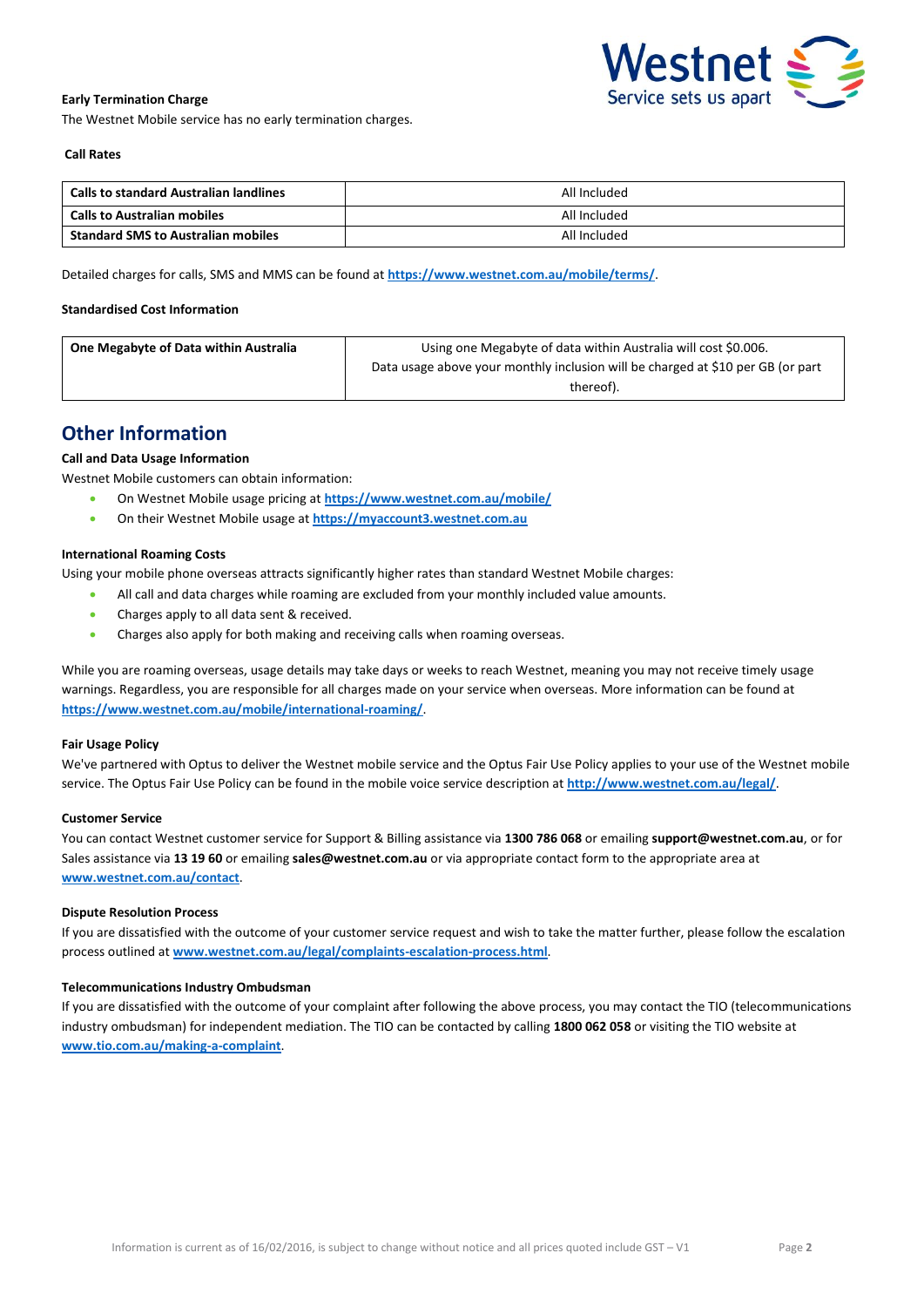**Early Termination Charge**

The Westnet Mobile service has no early termination charges.

**Call Rates**

| | |
|---|---|
| **Calls to standard Australian landlines** | All Included |
| **Calls to Australian mobiles** | All Included |
| **Standard SMS to Australian mobiles** | All Included |

Detailed charges for calls, SMS and MMS can be found at **https://www.westnet.com.au/mobile/terms/**.

**Standardised Cost Information**

| | |
|---|---|
| **One Megabyte of Data within Australia** | Using one Megabyte of data within Australia will cost $0.006. Data usage above your monthly inclusion will be charged at $10 per GB (or part thereof). |

## Other Information

**Call and Data Usage Information**

Westnet Mobile customers can obtain information:

- On Westnet Mobile usage pricing at **https://www.westnet.com.au/mobile/**
- On their Westnet Mobile usage at **https://myaccount3.westnet.com.au**

**International Roaming Costs**

Using your mobile phone overseas attracts significantly higher rates than standard Westnet Mobile charges:

- All call and data charges while roaming are excluded from your monthly included value amounts.
- Charges apply to all data sent & received.
- Charges also apply for both making and receiving calls when roaming overseas.

While you are roaming overseas, usage details may take days or weeks to reach Westnet, meaning you may not receive timely usage warnings. Regardless, you are responsible for all charges made on your service when overseas. More information can be found at **https://www.westnet.com.au/mobile/international-roaming/**.

**Fair Usage Policy**

We've partnered with Optus to deliver the Westnet mobile service and the Optus Fair Use Policy applies to your use of the Westnet mobile service. The Optus Fair Use Policy can be found in the mobile voice service description at **http://www.westnet.com.au/legal/**.

**Customer Service**

You can contact Westnet customer service for Support & Billing assistance via **1300 786 068** or emailing **support@westnet.com.au**, or for Sales assistance via **13 19 60** or emailing **sales@westnet.com.au** or via appropriate contact form to the appropriate area at **www.westnet.com.au/contact**.

**Dispute Resolution Process**

If you are dissatisfied with the outcome of your customer service request and wish to take the matter further, please follow the escalation process outlined at **www.westnet.com.au/legal/complaints-escalation-process.html**.

**Telecommunications Industry Ombudsman**

If you are dissatisfied with the outcome of your complaint after following the above process, you may contact the TIO (telecommunications industry ombudsman) for independent mediation. The TIO can be contacted by calling **1800 062 058** or visiting the TIO website at **www.tio.com.au/making-a-complaint**.

Information is current as of 16/02/2016, is subject to change without notice and all prices quoted include GST – V1